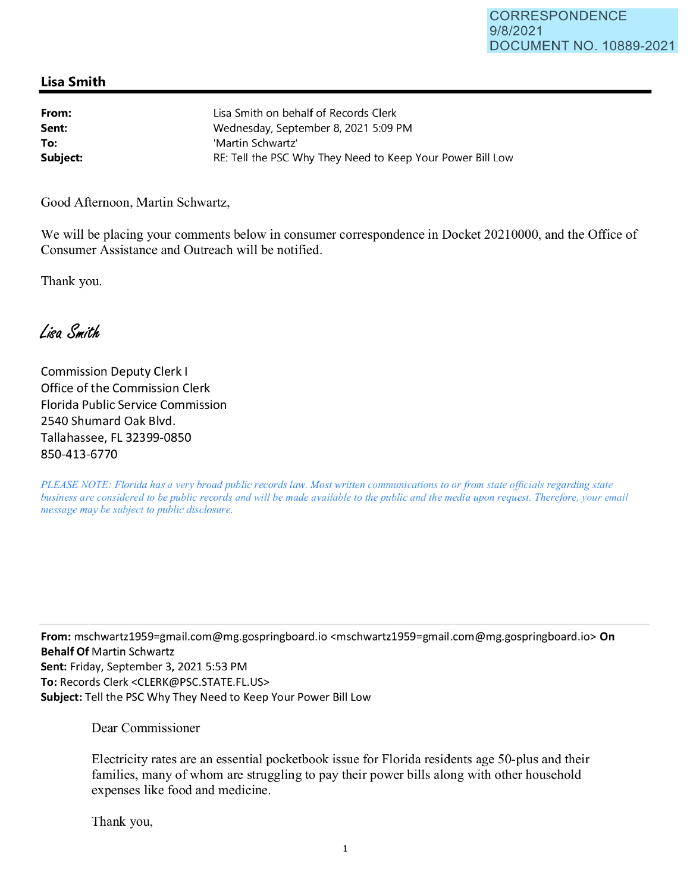CORRESPONDENCE
9/8/2021
DOCUMENT NO. 10889-2021

## Lisa Smith

**From:** Lisa Smith on behalf of Records Clerk
**Sent:** Wednesday, September 8, 2021 5:09 PM
**To:** 'Martin Schwartz'
**Subject:** RE: Tell the PSC Why They Need to Keep Your Power Bill Low

Good Afternoon, Martin Schwartz,

We will be placing your comments below in consumer correspondence in Docket 20210000, and the Office of Consumer Assistance and Outreach will be notified.

Thank you.

*Lisa Smith*

Commission Deputy Clerk I
Office of the Commission Clerk
Florida Public Service Commission
2540 Shumard Oak Blvd.
Tallahassee, FL 32399-0850
850-413-6770

*PLEASE NOTE: Florida has a very broad public records law. Most written communications to or from state officials regarding state business are considered to be public records and will be made available to the public and the media upon request. Therefore, your email message may be subject to public disclosure.*

---

**From:** mschwartz1959=gmail.com@mg.gospringboard.io <mschwartz1959=gmail.com@mg.gospringboard.io> **On Behalf Of** Martin Schwartz
**Sent:** Friday, September 3, 2021 5:53 PM
**To:** Records Clerk <CLERK@PSC.STATE.FL.US>
**Subject:** Tell the PSC Why They Need to Keep Your Power Bill Low

Dear Commissioner

Electricity rates are an essential pocketbook issue for Florida residents age 50-plus and their families, many of whom are struggling to pay their power bills along with other household expenses like food and medicine.

Thank you,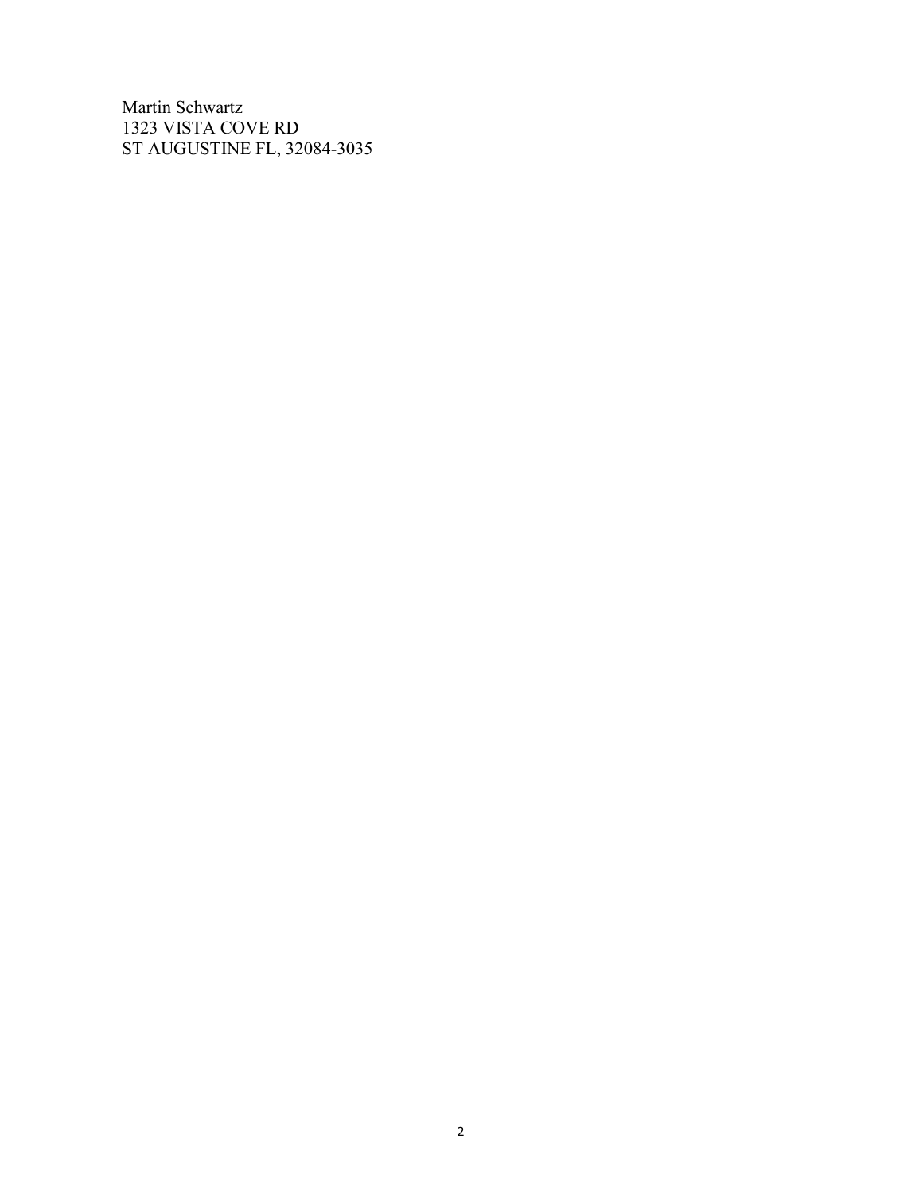Martin Schwartz
1323 VISTA COVE RD
ST AUGUSTINE FL, 32084-3035